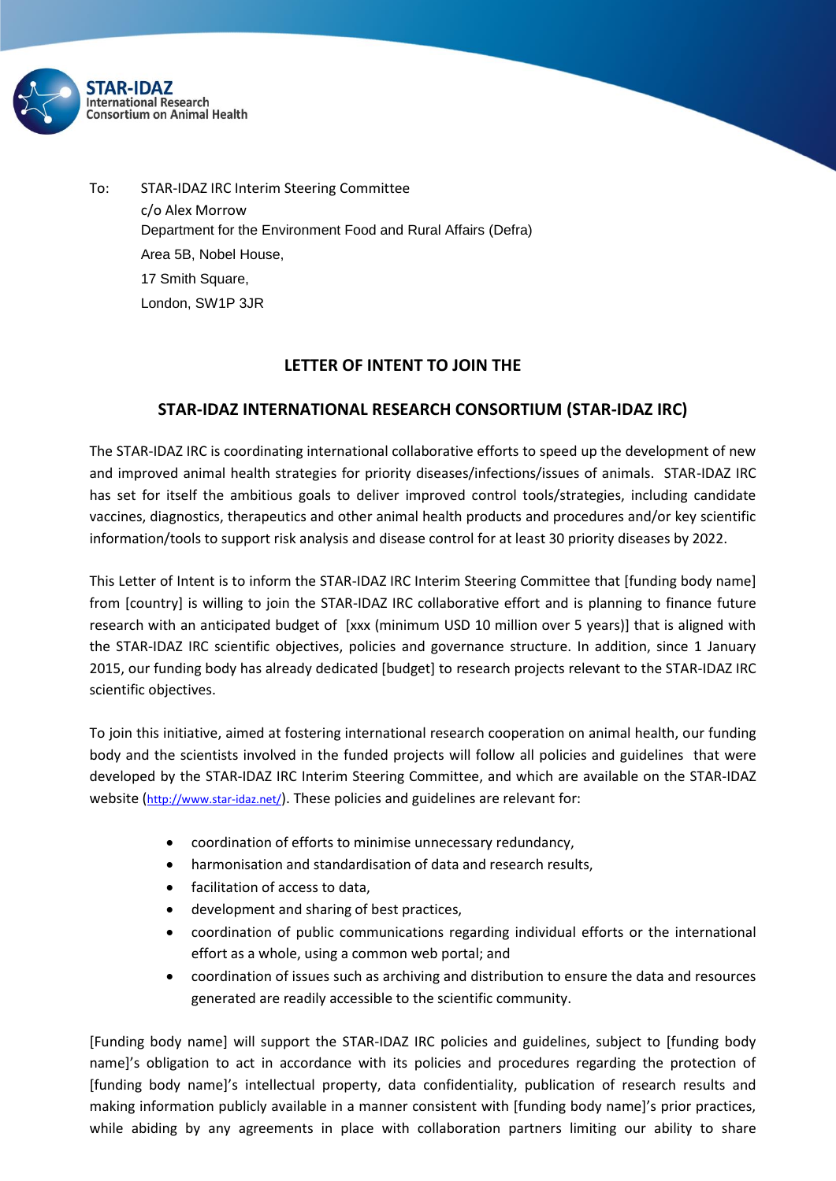STAR-IDAZ
International Research
Consortium on Animal Health

To: STAR-IDAZ IRC Interim Steering Committee
c/o Alex Morrow
Department for the Environment Food and Rural Affairs (Defra)
Area 5B, Nobel House,
17 Smith Square,
London, SW1P 3JR

## LETTER OF INTENT TO JOIN THE

## STAR-IDAZ INTERNATIONAL RESEARCH CONSORTIUM (STAR-IDAZ IRC)

The STAR-IDAZ IRC is coordinating international collaborative efforts to speed up the development of new and improved animal health strategies for priority diseases/infections/issues of animals. STAR-IDAZ IRC has set for itself the ambitious goals to deliver improved control tools/strategies, including candidate vaccines, diagnostics, therapeutics and other animal health products and procedures and/or key scientific information/tools to support risk analysis and disease control for at least 30 priority diseases by 2022.

This Letter of Intent is to inform the STAR-IDAZ IRC Interim Steering Committee that [funding body name] from [country] is willing to join the STAR-IDAZ IRC collaborative effort and is planning to finance future research with an anticipated budget of [xxx (minimum USD 10 million over 5 years)] that is aligned with the STAR-IDAZ IRC scientific objectives, policies and governance structure. In addition, since 1 January 2015, our funding body has already dedicated [budget] to research projects relevant to the STAR-IDAZ IRC scientific objectives.

To join this initiative, aimed at fostering international research cooperation on animal health, our funding body and the scientists involved in the funded projects will follow all policies and guidelines that were developed by the STAR-IDAZ IRC Interim Steering Committee, and which are available on the STAR-IDAZ website (http://www.star-idaz.net/). These policies and guidelines are relevant for:

- coordination of efforts to minimise unnecessary redundancy,
- harmonisation and standardisation of data and research results,
- facilitation of access to data,
- development and sharing of best practices,
- coordination of public communications regarding individual efforts or the international effort as a whole, using a common web portal; and
- coordination of issues such as archiving and distribution to ensure the data and resources generated are readily accessible to the scientific community.

[Funding body name] will support the STAR-IDAZ IRC policies and guidelines, subject to [funding body name]'s obligation to act in accordance with its policies and procedures regarding the protection of [funding body name]'s intellectual property, data confidentiality, publication of research results and making information publicly available in a manner consistent with [funding body name]'s prior practices, while abiding by any agreements in place with collaboration partners limiting our ability to share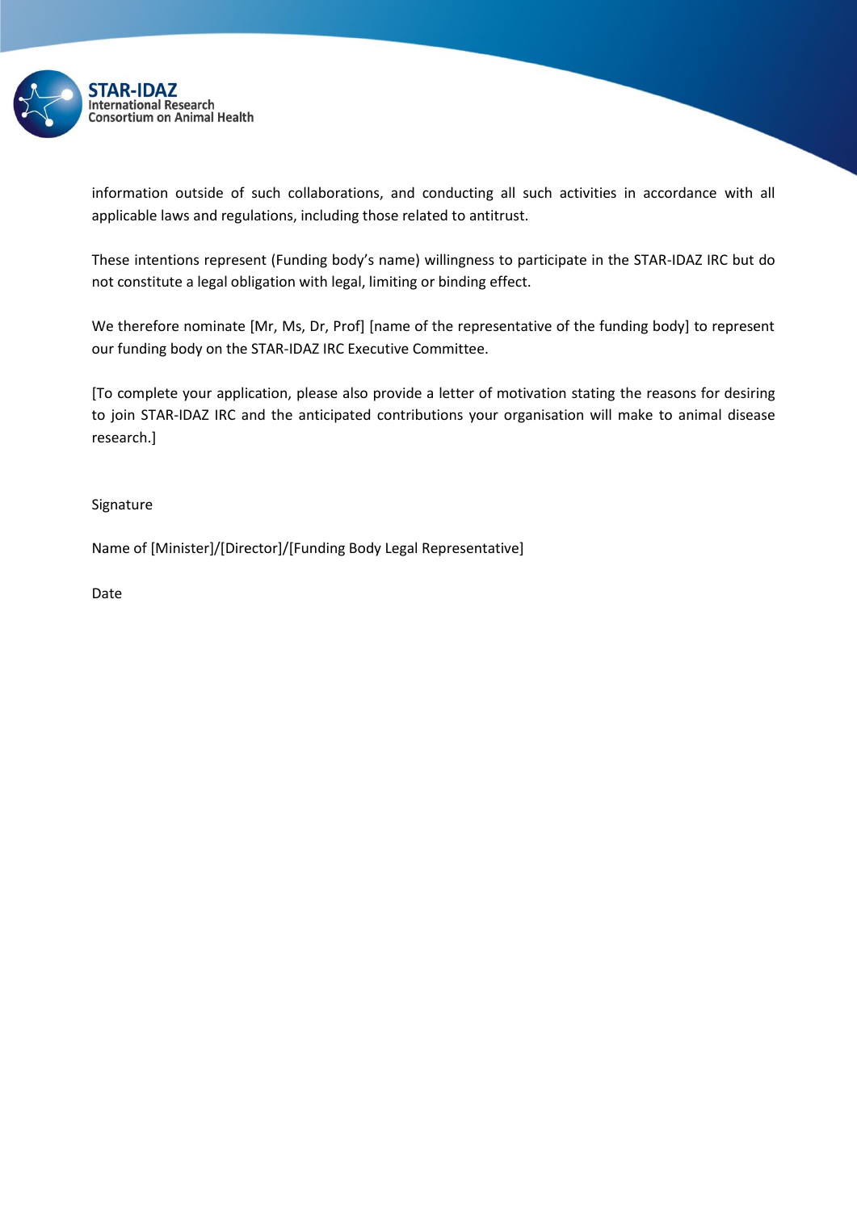information outside of such collaborations, and conducting all such activities in accordance with all applicable laws and regulations, including those related to antitrust.

These intentions represent (Funding body's name) willingness to participate in the STAR-IDAZ IRC but do not constitute a legal obligation with legal, limiting or binding effect.

We therefore nominate [Mr, Ms, Dr, Prof] [name of the representative of the funding body] to represent our funding body on the STAR-IDAZ IRC Executive Committee.

[To complete your application, please also provide a letter of motivation stating the reasons for desiring to join STAR-IDAZ IRC and the anticipated contributions your organisation will make to animal disease research.]

Signature

Name of [Minister]/[Director]/[Funding Body Legal Representative]

Date